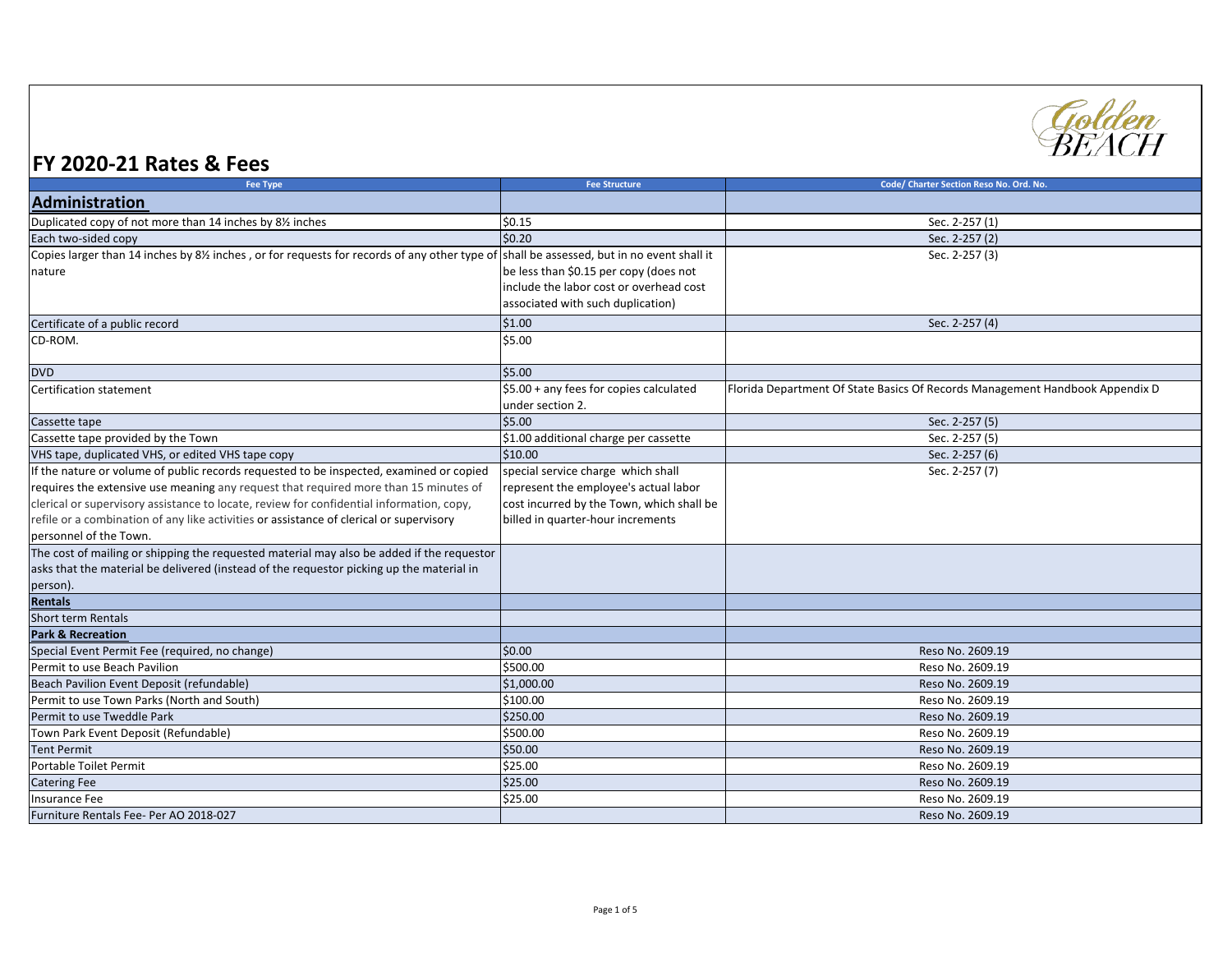# FY 2020-21 Rates & Fees

| Fee Type | Fee Structure | Code/ Charter Section Reso No. Ord. No. |
|---|---|---|
| **Administration** | | |
| Duplicated copy of not more than 14 inches by 8½ inches | $0.15 | Sec. 2-257 (1) |
| Each two-sided copy | $0.20 | Sec. 2-257 (2) |
| Copies larger than 14 inches by 8½ inches , or for requests for records of any other type of nature | shall be assessed, but in no event shall it be less than $0.15 per copy (does not include the labor cost or overhead cost associated with such duplication) | Sec. 2-257 (3) |
| Certificate of a public record | $1.00 | Sec. 2-257 (4) |
| CD-ROM. | $5.00 | |
| DVD | $5.00 | |
| Certification statement | $5.00 + any fees for copies calculated under section 2. | Florida Department Of State Basics Of Records Management Handbook Appendix D |
| Cassette tape | $5.00 | Sec. 2-257 (5) |
| Cassette tape provided by the Town | $1.00 additional charge per cassette | Sec. 2-257 (5) |
| VHS tape, duplicated VHS, or edited VHS tape copy | $10.00 | Sec. 2-257 (6) |
| If the nature or volume of public records requested to be inspected, examined or copied requires the extensive use meaning any request that required more than 15 minutes of clerical or supervisory assistance to locate, review for confidential information, copy, refile or a combination of any like activities or assistance of clerical or supervisory personnel of the Town. | special service charge which shall represent the employee's actual labor cost incurred by the Town, which shall be billed in quarter-hour increments | Sec. 2-257 (7) |
| The cost of mailing or shipping the requested material may also be added if the requestor asks that the material be delivered (instead of the requestor picking up the material in person). | | |
| **Rentals** | | |
| Short term Rentals | | |
| **Park & Recreation** | | |
| Special Event Permit Fee (required, no change) | $0.00 | Reso No. 2609.19 |
| Permit to use Beach Pavilion | $500.00 | Reso No. 2609.19 |
| Beach Pavilion Event Deposit (refundable) | $1,000.00 | Reso No. 2609.19 |
| Permit to use Town Parks (North and South) | $100.00 | Reso No. 2609.19 |
| Permit to use Tweddle Park | $250.00 | Reso No. 2609.19 |
| Town Park Event Deposit (Refundable) | $500.00 | Reso No. 2609.19 |
| Tent Permit | $50.00 | Reso No. 2609.19 |
| Portable Toilet Permit | $25.00 | Reso No. 2609.19 |
| Catering Fee | $25.00 | Reso No. 2609.19 |
| Insurance Fee | $25.00 | Reso No. 2609.19 |
| Furniture Rentals Fee- Per AO 2018-027 | | Reso No. 2609.19 |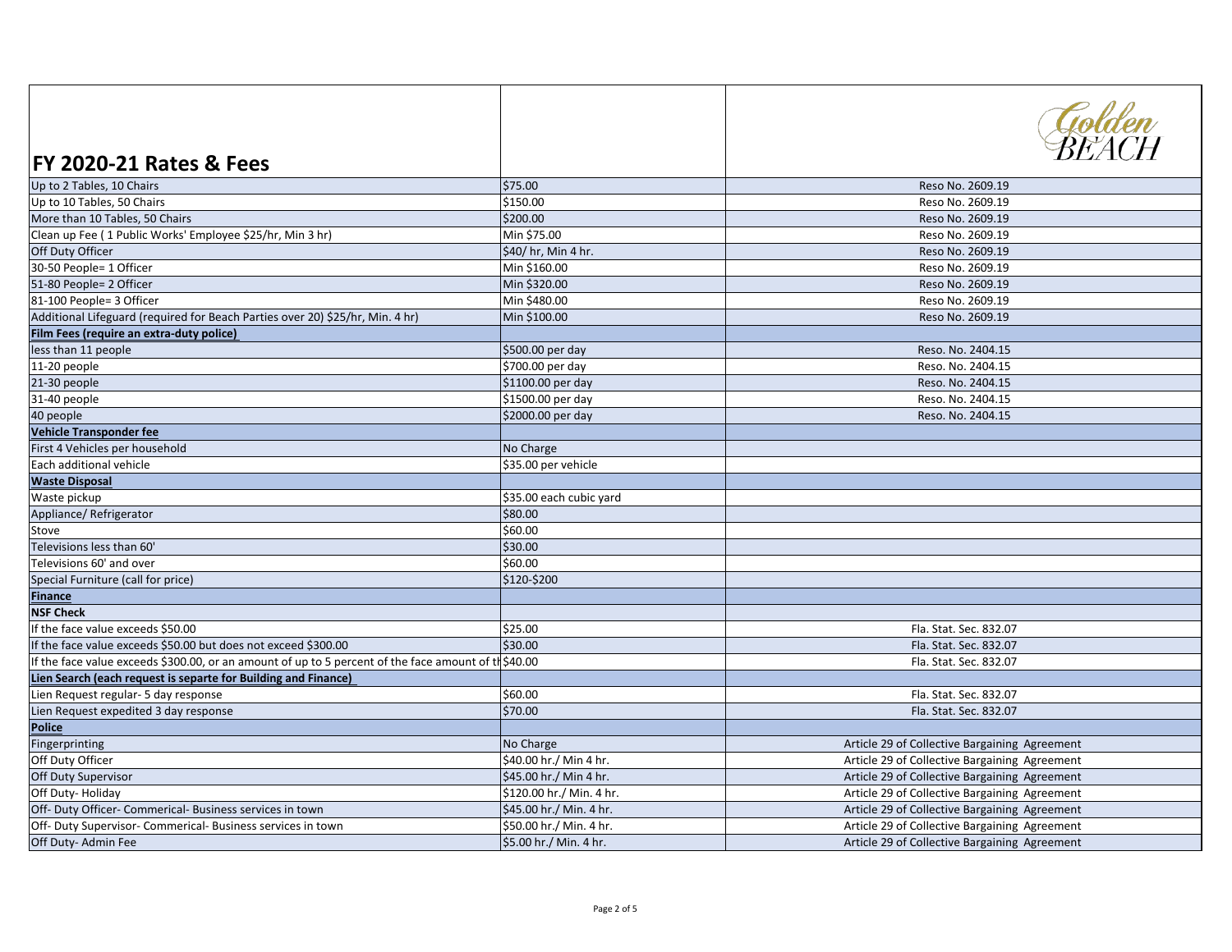# FY 2020-21 Rates & Fees

| | | |
|---|---|---|
| Up to 2 Tables, 10 Chairs | $75.00 | Reso No. 2609.19 |
| Up to 10 Tables, 50 Chairs | $150.00 | Reso No. 2609.19 |
| More than 10 Tables, 50 Chairs | $200.00 | Reso No. 2609.19 |
| Clean up Fee ( 1 Public Works' Employee $25/hr, Min 3 hr) | Min $75.00 | Reso No. 2609.19 |
| Off Duty Officer | $40/ hr, Min 4 hr. | Reso No. 2609.19 |
| 30-50 People= 1 Officer | Min $160.00 | Reso No. 2609.19 |
| 51-80 People= 2 Officer | Min $320.00 | Reso No. 2609.19 |
| 81-100 People= 3 Officer | Min $480.00 | Reso No. 2609.19 |
| Additional Lifeguard (required for Beach Parties over 20) $25/hr, Min. 4 hr) | Min $100.00 | Reso No. 2609.19 |
| **Film Fees (require an extra-duty police)** | | |
| less than 11 people | $500.00 per day | Reso. No. 2404.15 |
| 11-20 people | $700.00 per day | Reso. No. 2404.15 |
| 21-30 people | $1100.00 per day | Reso. No. 2404.15 |
| 31-40 people | $1500.00 per day | Reso. No. 2404.15 |
| 40 people | $2000.00 per day | Reso. No. 2404.15 |
| **Vehicle Transponder fee** | | |
| First 4 Vehicles per household | No Charge | |
| Each additional vehicle | $35.00 per vehicle | |
| **Waste Disposal** | | |
| Waste pickup | $35.00 each cubic yard | |
| Appliance/ Refrigerator | $80.00 | |
| Stove | $60.00 | |
| Televisions less than 60' | $30.00 | |
| Televisions 60' and over | $60.00 | |
| Special Furniture (call for price) | $120-$200 | |
| **Finance** | | |
| **NSF Check** | | |
| If the face value exceeds $50.00 | $25.00 | Fla. Stat. Sec. 832.07 |
| If the face value exceeds $50.00 but does not exceed $300.00 | $30.00 | Fla. Stat. Sec. 832.07 |
| If the face value exceeds $300.00, or an amount of up to 5 percent of the face amount of th | $40.00 | Fla. Stat. Sec. 832.07 |
| **Lien Search (each request is separte for Building and Finance)** | | |
| Lien Request regular- 5 day response | $60.00 | Fla. Stat. Sec. 832.07 |
| Lien Request expedited 3 day response | $70.00 | Fla. Stat. Sec. 832.07 |
| **Police** | | |
| Fingerprinting | No Charge | Article 29 of Collective Bargaining Agreement |
| Off Duty Officer | $40.00 hr./ Min 4 hr. | Article 29 of Collective Bargaining Agreement |
| Off Duty Supervisor | $45.00 hr./ Min 4 hr. | Article 29 of Collective Bargaining Agreement |
| Off Duty- Holiday | $120.00 hr./ Min. 4 hr. | Article 29 of Collective Bargaining Agreement |
| Off- Duty Officer- Commerical- Business services in town | $45.00 hr./ Min. 4 hr. | Article 29 of Collective Bargaining Agreement |
| Off- Duty Supervisor- Commerical- Business services in town | $50.00 hr./ Min. 4 hr. | Article 29 of Collective Bargaining Agreement |
| Off Duty- Admin Fee | $5.00 hr./ Min. 4 hr. | Article 29 of Collective Bargaining Agreement |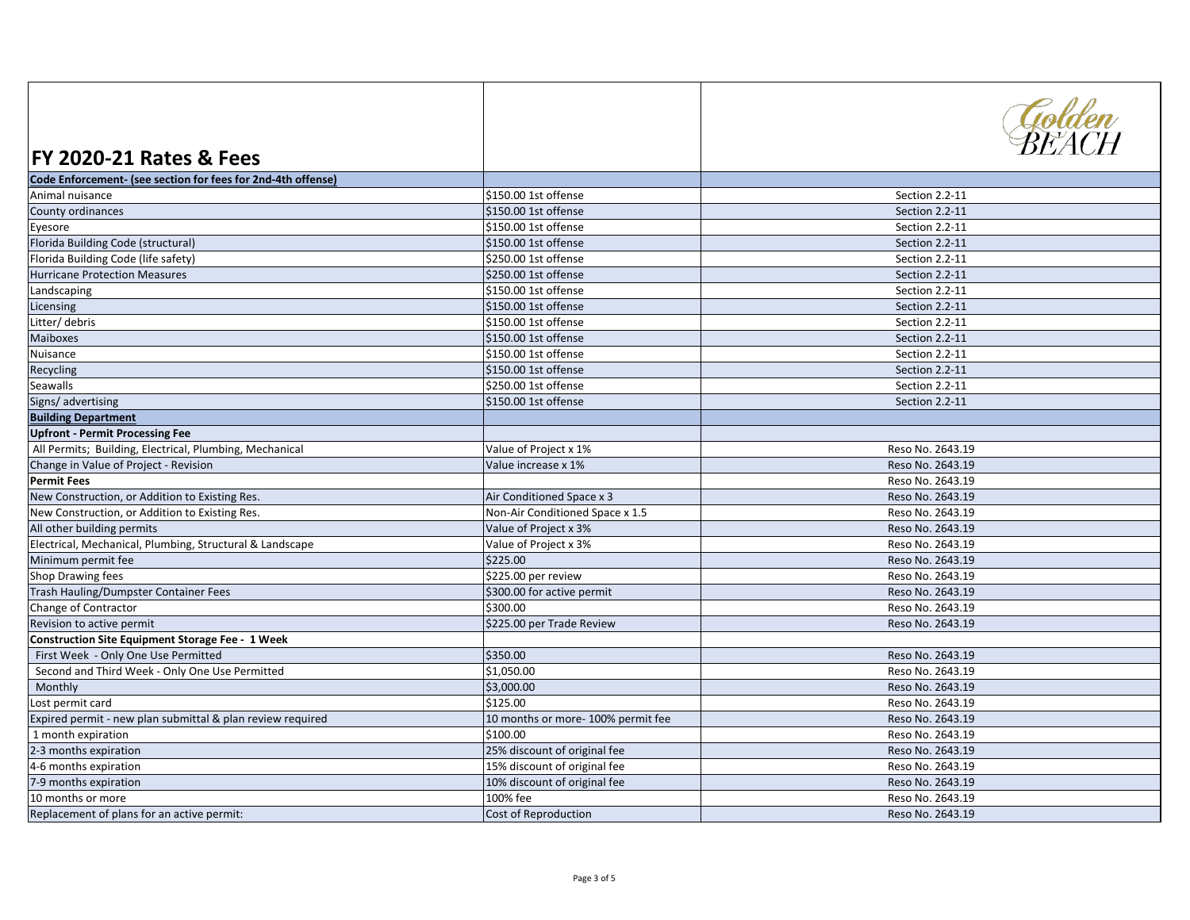## FY 2020-21 Rates & Fees

| | | |
|---|---|---|
| **Code Enforcement- (see section for fees for 2nd-4th offense)** | | |
| Animal nuisance | $150.00 1st offense | Section 2.2-11 |
| County ordinances | $150.00 1st offense | Section 2.2-11 |
| Eyesore | $150.00 1st offense | Section 2.2-11 |
| Florida Building Code (structural) | $150.00 1st offense | Section 2.2-11 |
| Florida Building Code (life safety) | $250.00 1st offense | Section 2.2-11 |
| Hurricane Protection Measures | $250.00 1st offense | Section 2.2-11 |
| Landscaping | $150.00 1st offense | Section 2.2-11 |
| Licensing | $150.00 1st offense | Section 2.2-11 |
| Litter/ debris | $150.00 1st offense | Section 2.2-11 |
| Maiboxes | $150.00 1st offense | Section 2.2-11 |
| Nuisance | $150.00 1st offense | Section 2.2-11 |
| Recycling | $150.00 1st offense | Section 2.2-11 |
| Seawalls | $250.00 1st offense | Section 2.2-11 |
| Signs/ advertising | $150.00 1st offense | Section 2.2-11 |
| **Building Department** | | |
| **Upfront - Permit Processing Fee** | | |
| All Permits; Building, Electrical, Plumbing, Mechanical | Value of Project x 1% | Reso No. 2643.19 |
| Change in Value of Project - Revision | Value increase x 1% | Reso No. 2643.19 |
| **Permit Fees** | | Reso No. 2643.19 |
| New Construction, or Addition to Existing Res. | Air Conditioned Space x 3 | Reso No. 2643.19 |
| New Construction, or Addition to Existing Res. | Non-Air Conditioned Space x 1.5 | Reso No. 2643.19 |
| All other building permits | Value of Project x 3% | Reso No. 2643.19 |
| Electrical, Mechanical, Plumbing, Structural & Landscape | Value of Project x 3% | Reso No. 2643.19 |
| Minimum permit fee | $225.00 | Reso No. 2643.19 |
| Shop Drawing fees | $225.00 per review | Reso No. 2643.19 |
| Trash Hauling/Dumpster Container Fees | $300.00 for active permit | Reso No. 2643.19 |
| Change of Contractor | $300.00 | Reso No. 2643.19 |
| Revision to active permit | $225.00 per Trade Review | Reso No. 2643.19 |
| **Construction Site Equipment Storage Fee - 1 Week** | | |
| First Week - Only One Use Permitted | $350.00 | Reso No. 2643.19 |
| Second and Third Week - Only One Use Permitted | $1,050.00 | Reso No. 2643.19 |
| Monthly | $3,000.00 | Reso No. 2643.19 |
| Lost permit card | $125.00 | Reso No. 2643.19 |
| Expired permit - new plan submittal & plan review required | 10 months or more- 100% permit fee | Reso No. 2643.19 |
| 1 month expiration | $100.00 | Reso No. 2643.19 |
| 2-3 months expiration | 25% discount of original fee | Reso No. 2643.19 |
| 4-6 months expiration | 15% discount of original fee | Reso No. 2643.19 |
| 7-9 months expiration | 10% discount of original fee | Reso No. 2643.19 |
| 10 months or more | 100% fee | Reso No. 2643.19 |
| Replacement of plans for an active permit: | Cost of Reproduction | Reso No. 2643.19 |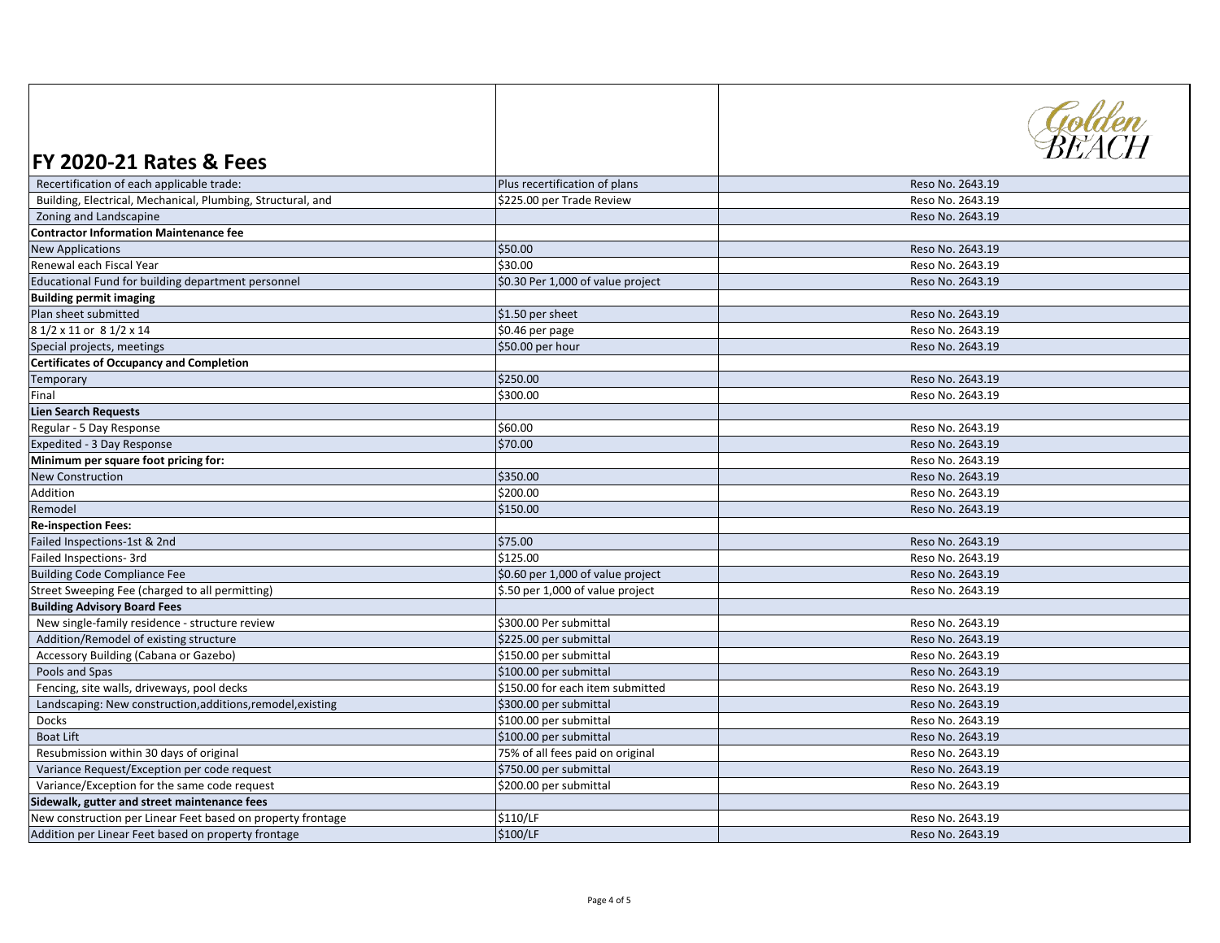# FY 2020-21 Rates & Fees

| | | |
|---|---|---|
| Recertification of each applicable trade: | Plus recertification of plans | Reso No. 2643.19 |
| Building, Electrical, Mechanical, Plumbing, Structural, and | $225.00 per Trade Review | Reso No. 2643.19 |
| Zoning and Landscapine | | Reso No. 2643.19 |
| **Contractor Information Maintenance fee** | | |
| New Applications | $50.00 | Reso No. 2643.19 |
| Renewal each Fiscal Year | $30.00 | Reso No. 2643.19 |
| Educational Fund for building department personnel | $0.30 Per 1,000 of value project | Reso No. 2643.19 |
| **Building permit imaging** | | |
| Plan sheet submitted | $1.50 per sheet | Reso No. 2643.19 |
| 8 1/2 x 11 or 8 1/2 x 14 | $0.46 per page | Reso No. 2643.19 |
| Special projects, meetings | $50.00 per hour | Reso No. 2643.19 |
| **Certificates of Occupancy and Completion** | | |
| Temporary | $250.00 | Reso No. 2643.19 |
| Final | $300.00 | Reso No. 2643.19 |
| **Lien Search Requests** | | |
| Regular - 5 Day Response | $60.00 | Reso No. 2643.19 |
| Expedited - 3 Day Response | $70.00 | Reso No. 2643.19 |
| **Minimum per square foot pricing for:** | | Reso No. 2643.19 |
| New Construction | $350.00 | Reso No. 2643.19 |
| Addition | $200.00 | Reso No. 2643.19 |
| Remodel | $150.00 | Reso No. 2643.19 |
| **Re-inspection Fees:** | | |
| Failed Inspections-1st & 2nd | $75.00 | Reso No. 2643.19 |
| Failed Inspections- 3rd | $125.00 | Reso No. 2643.19 |
| Building Code Compliance Fee | $0.60 per 1,000 of value project | Reso No. 2643.19 |
| Street Sweeping Fee (charged to all permitting) | $.50 per 1,000 of value project | Reso No. 2643.19 |
| **Building Advisory Board Fees** | | |
| New single-family residence - structure review | $300.00 Per submittal | Reso No. 2643.19 |
| Addition/Remodel of existing structure | $225.00 per submittal | Reso No. 2643.19 |
| Accessory Building (Cabana or Gazebo) | $150.00 per submittal | Reso No. 2643.19 |
| Pools and Spas | $100.00 per submittal | Reso No. 2643.19 |
| Fencing, site walls, driveways, pool decks | $150.00 for each item submitted | Reso No. 2643.19 |
| Landscaping: New construction,additions,remodel,existing | $300.00 per submittal | Reso No. 2643.19 |
| Docks | $100.00 per submittal | Reso No. 2643.19 |
| Boat Lift | $100.00 per submittal | Reso No. 2643.19 |
| Resubmission within 30 days of original | 75% of all fees paid on original | Reso No. 2643.19 |
| Variance Request/Exception per code request | $750.00 per submittal | Reso No. 2643.19 |
| Variance/Exception for the same code request | $200.00 per submittal | Reso No. 2643.19 |
| **Sidewalk, gutter and street maintenance fees** | | |
| New construction per Linear Feet based on property frontage | $110/LF | Reso No. 2643.19 |
| Addition per Linear Feet based on property frontage | $100/LF | Reso No. 2643.19 |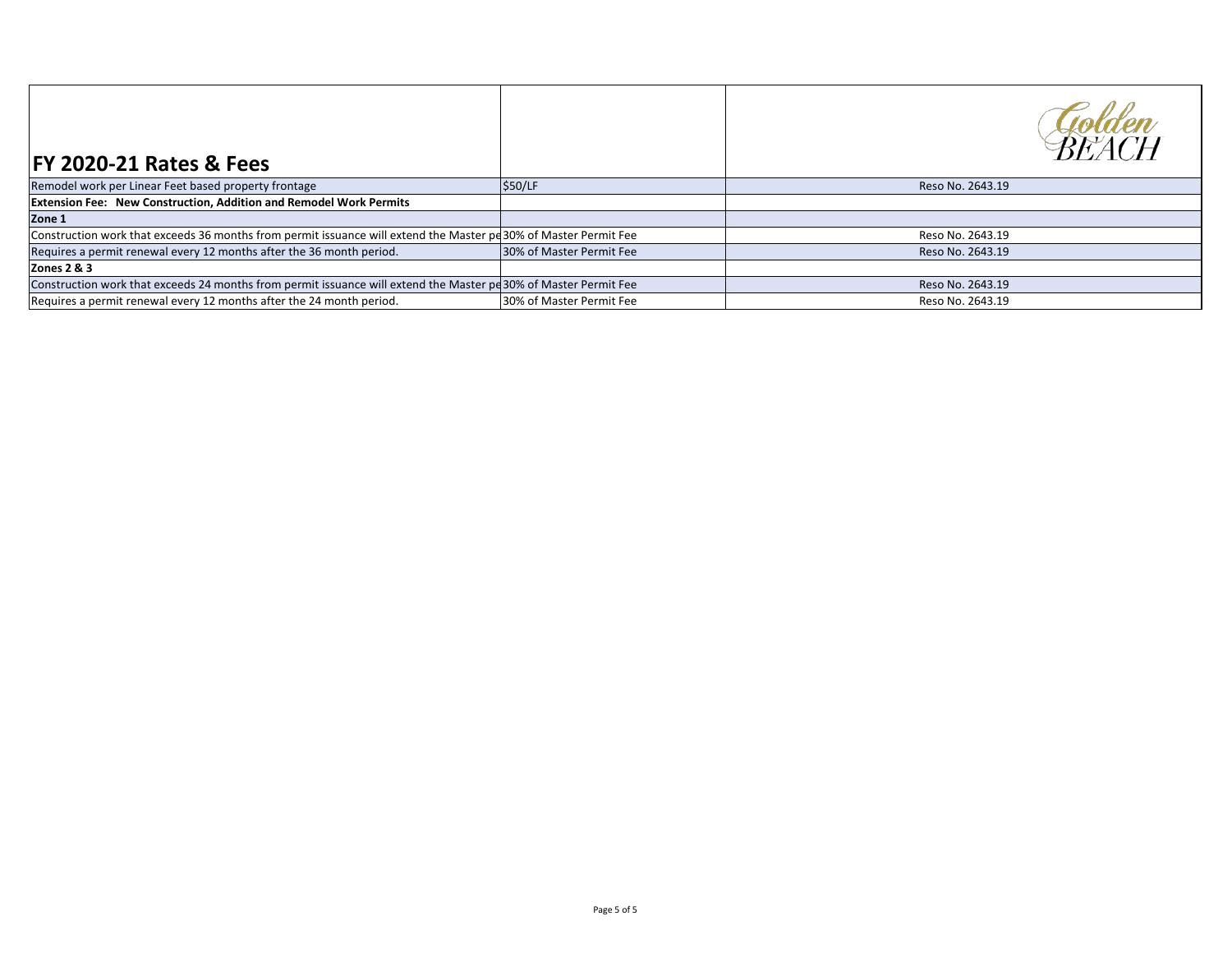# FY 2020-21 Rates & Fees

| | | |
|---|---|---|
| Remodel work per Linear Feet based property frontage | $50/LF | Reso No. 2643.19 |
| **Extension Fee: New Construction, Addition and Remodel Work Permits** | | |
| **Zone 1** | | |
| Construction work that exceeds 36 months from permit issuance will extend the Master pe | 30% of Master Permit Fee | Reso No. 2643.19 |
| Requires a permit renewal every 12 months after the 36 month period. | 30% of Master Permit Fee | Reso No. 2643.19 |
| **Zones 2 & 3** | | |
| Construction work that exceeds 24 months from permit issuance will extend the Master pe | 30% of Master Permit Fee | Reso No. 2643.19 |
| Requires a permit renewal every 12 months after the 24 month period. | 30% of Master Permit Fee | Reso No. 2643.19 |